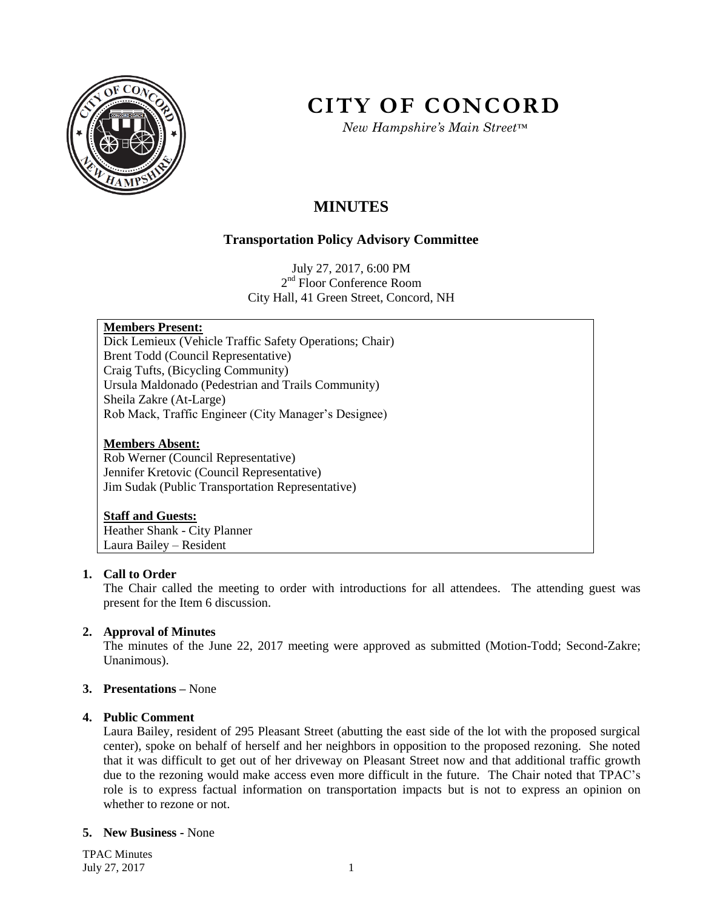# CITY OF CONCORD

*New Hampshire's Main Street™*

## MINUTES

### Transportation Policy Advisory Committee

July 27, 2017, 6:00 PM
2nd Floor Conference Room
City Hall, 41 Green Street, Concord, NH

**Members Present:**
Dick Lemieux (Vehicle Traffic Safety Operations; Chair)
Brent Todd (Council Representative)
Craig Tufts, (Bicycling Community)
Ursula Maldonado (Pedestrian and Trails Community)
Sheila Zakre (At-Large)
Rob Mack, Traffic Engineer (City Manager's Designee)

**Members Absent:**
Rob Werner (Council Representative)
Jennifer Kretovic (Council Representative)
Jim Sudak (Public Transportation Representative)

**Staff and Guests:**
Heather Shank - City Planner
Laura Bailey – Resident

1. **Call to Order**
   The Chair called the meeting to order with introductions for all attendees. The attending guest was present for the Item 6 discussion.

2. **Approval of Minutes**
   The minutes of the June 22, 2017 meeting were approved as submitted (Motion-Todd; Second-Zakre; Unanimous).

3. **Presentations –** None

4. **Public Comment**
   Laura Bailey, resident of 295 Pleasant Street (abutting the east side of the lot with the proposed surgical center), spoke on behalf of herself and her neighbors in opposition to the proposed rezoning. She noted that it was difficult to get out of her driveway on Pleasant Street now and that additional traffic growth due to the rezoning would make access even more difficult in the future. The Chair noted that TPAC's role is to express factual information on transportation impacts but is not to express an opinion on whether to rezone or not.

5. **New Business -** None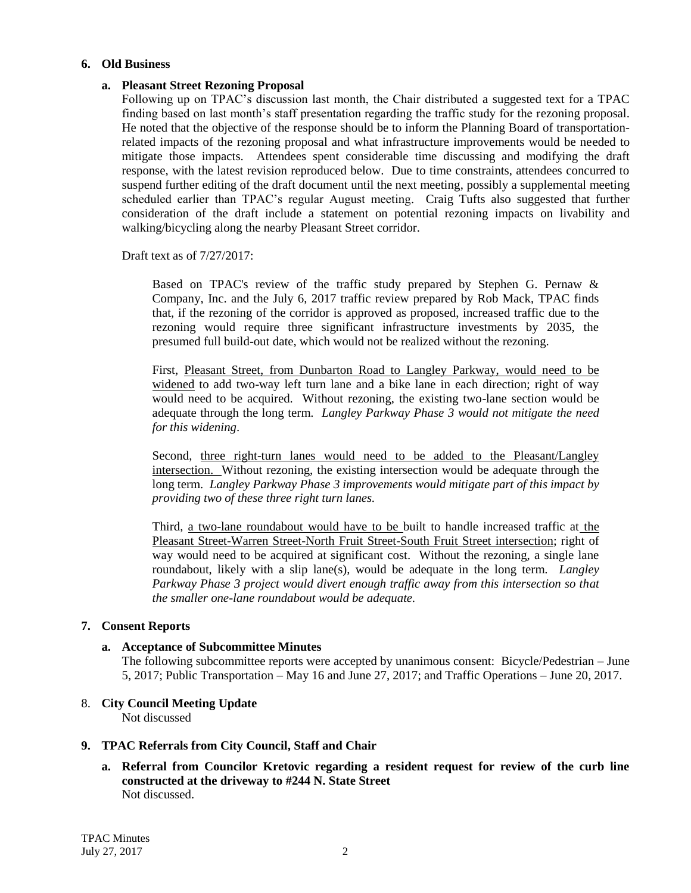**6. Old Business**

**a. Pleasant Street Rezoning Proposal**

Following up on TPAC's discussion last month, the Chair distributed a suggested text for a TPAC finding based on last month's staff presentation regarding the traffic study for the rezoning proposal. He noted that the objective of the response should be to inform the Planning Board of transportation-related impacts of the rezoning proposal and what infrastructure improvements would be needed to mitigate those impacts. Attendees spent considerable time discussing and modifying the draft response, with the latest revision reproduced below. Due to time constraints, attendees concurred to suspend further editing of the draft document until the next meeting, possibly a supplemental meeting scheduled earlier than TPAC's regular August meeting. Craig Tufts also suggested that further consideration of the draft include a statement on potential rezoning impacts on livability and walking/bicycling along the nearby Pleasant Street corridor.

Draft text as of 7/27/2017:

> Based on TPAC's review of the traffic study prepared by Stephen G. Pernaw & Company, Inc. and the July 6, 2017 traffic review prepared by Rob Mack, TPAC finds that, if the rezoning of the corridor is approved as proposed, increased traffic due to the rezoning would require three significant infrastructure investments by 2035, the presumed full build-out date, which would not be realized without the rezoning.
>
> First, <u>Pleasant Street, from Dunbarton Road to Langley Parkway, would need to be widened</u> to add two-way left turn lane and a bike lane in each direction; right of way would need to be acquired. Without rezoning, the existing two-lane section would be adequate through the long term. *Langley Parkway Phase 3 would not mitigate the need for this widening*.
>
> Second, <u>three right-turn lanes would need to be added to the Pleasant/Langley intersection.</u> Without rezoning, the existing intersection would be adequate through the long term. *Langley Parkway Phase 3 improvements would mitigate part of this impact by providing two of these three right turn lanes.*
>
> Third, <u>a two-lane roundabout would have to be</u> built to handle increased traffic at <u>the Pleasant Street-Warren Street-North Fruit Street-South Fruit Street intersection</u>; right of way would need to be acquired at significant cost. Without the rezoning, a single lane roundabout, likely with a slip lane(s), would be adequate in the long term. *Langley Parkway Phase 3 project would divert enough traffic away from this intersection so that the smaller one-lane roundabout would be adequate.*

**7. Consent Reports**

**a. Acceptance of Subcommittee Minutes**

The following subcommittee reports were accepted by unanimous consent: Bicycle/Pedestrian – June 5, 2017; Public Transportation – May 16 and June 27, 2017; and Traffic Operations – June 20, 2017.

8. **City Council Meeting Update**

Not discussed

**9. TPAC Referrals from City Council, Staff and Chair**

**a. Referral from Councilor Kretovic regarding a resident request for review of the curb line constructed at the driveway to #244 N. State Street**

Not discussed.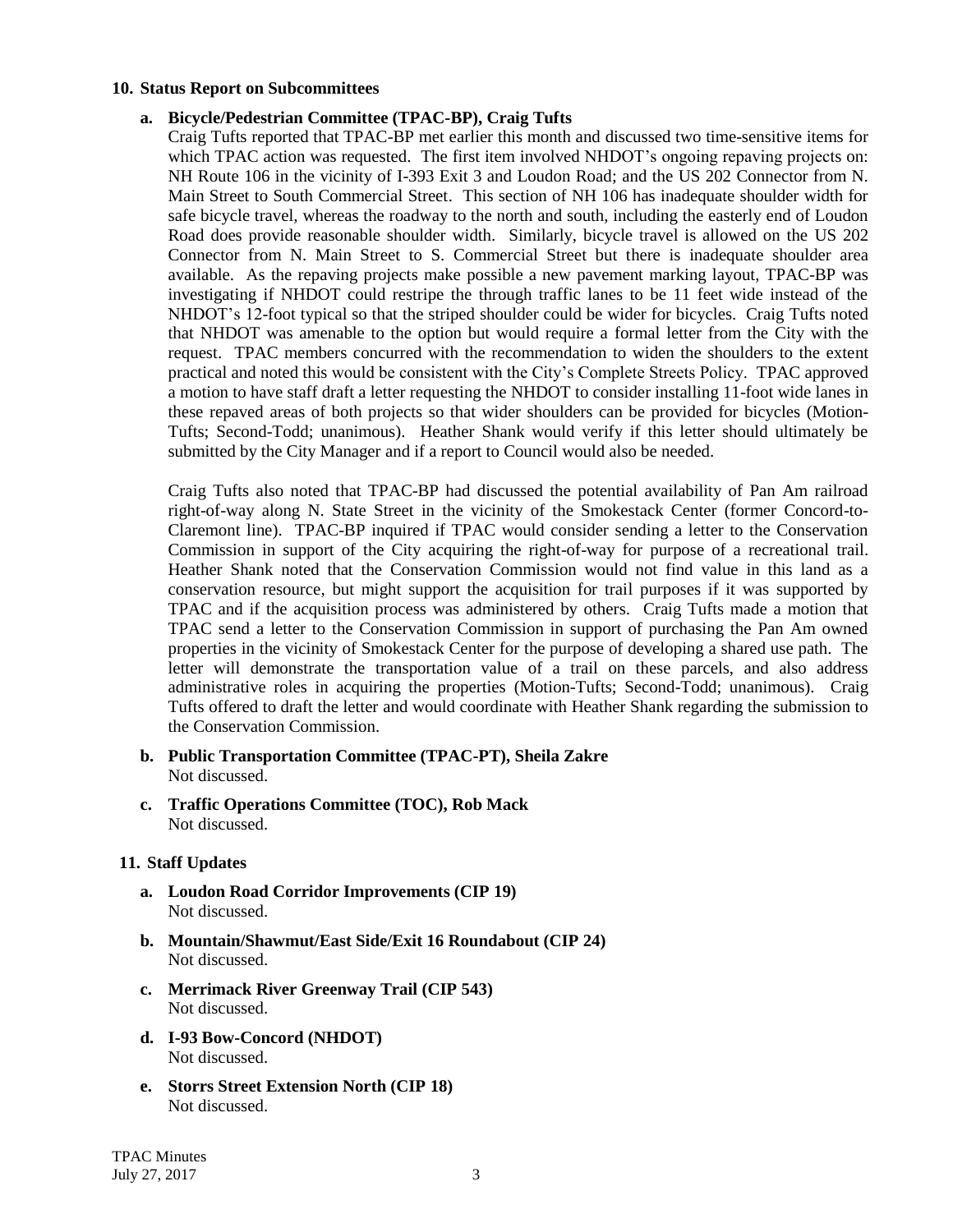**10. Status Report on Subcommittees**

**a. Bicycle/Pedestrian Committee (TPAC-BP), Craig Tufts**

Craig Tufts reported that TPAC-BP met earlier this month and discussed two time-sensitive items for which TPAC action was requested. The first item involved NHDOT's ongoing repaving projects on: NH Route 106 in the vicinity of I-393 Exit 3 and Loudon Road; and the US 202 Connector from N. Main Street to South Commercial Street. This section of NH 106 has inadequate shoulder width for safe bicycle travel, whereas the roadway to the north and south, including the easterly end of Loudon Road does provide reasonable shoulder width. Similarly, bicycle travel is allowed on the US 202 Connector from N. Main Street to S. Commercial Street but there is inadequate shoulder area available. As the repaving projects make possible a new pavement marking layout, TPAC-BP was investigating if NHDOT could restripe the through traffic lanes to be 11 feet wide instead of the NHDOT's 12-foot typical so that the striped shoulder could be wider for bicycles. Craig Tufts noted that NHDOT was amenable to the option but would require a formal letter from the City with the request. TPAC members concurred with the recommendation to widen the shoulders to the extent practical and noted this would be consistent with the City's Complete Streets Policy. TPAC approved a motion to have staff draft a letter requesting the NHDOT to consider installing 11-foot wide lanes in these repaved areas of both projects so that wider shoulders can be provided for bicycles (Motion-Tufts; Second-Todd; unanimous). Heather Shank would verify if this letter should ultimately be submitted by the City Manager and if a report to Council would also be needed.

Craig Tufts also noted that TPAC-BP had discussed the potential availability of Pan Am railroad right-of-way along N. State Street in the vicinity of the Smokestack Center (former Concord-to-Claremont line). TPAC-BP inquired if TPAC would consider sending a letter to the Conservation Commission in support of the City acquiring the right-of-way for purpose of a recreational trail. Heather Shank noted that the Conservation Commission would not find value in this land as a conservation resource, but might support the acquisition for trail purposes if it was supported by TPAC and if the acquisition process was administered by others. Craig Tufts made a motion that TPAC send a letter to the Conservation Commission in support of purchasing the Pan Am owned properties in the vicinity of Smokestack Center for the purpose of developing a shared use path. The letter will demonstrate the transportation value of a trail on these parcels, and also address administrative roles in acquiring the properties (Motion-Tufts; Second-Todd; unanimous). Craig Tufts offered to draft the letter and would coordinate with Heather Shank regarding the submission to the Conservation Commission.

**b. Public Transportation Committee (TPAC-PT), Sheila Zakre**
Not discussed.

**c. Traffic Operations Committee (TOC), Rob Mack**
Not discussed.

**11. Staff Updates**

**a. Loudon Road Corridor Improvements (CIP 19)**
Not discussed.

**b. Mountain/Shawmut/East Side/Exit 16 Roundabout (CIP 24)**
Not discussed.

**c. Merrimack River Greenway Trail (CIP 543)**
Not discussed.

**d. I-93 Bow-Concord (NHDOT)**
Not discussed.

**e. Storrs Street Extension North (CIP 18)**
Not discussed.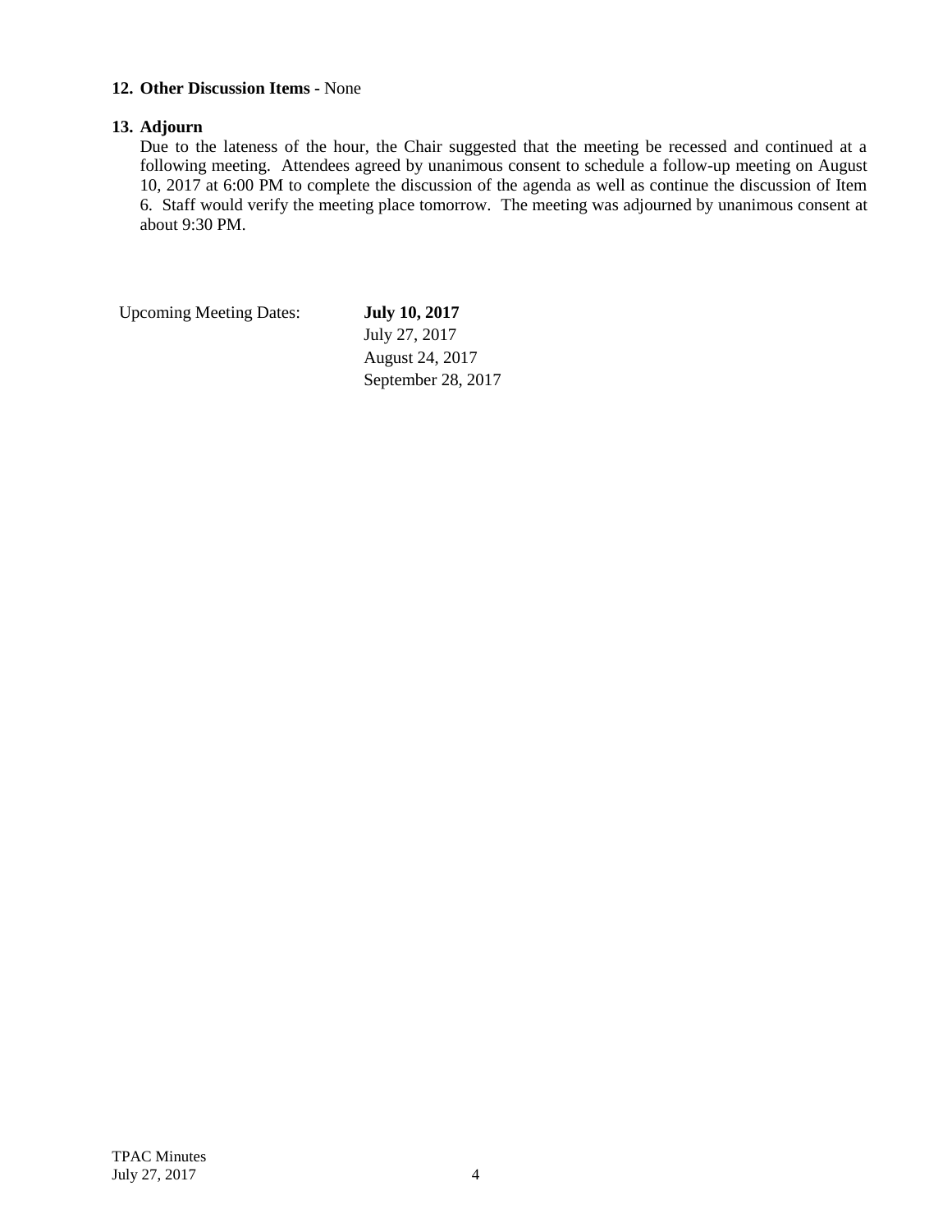**12. Other Discussion Items -** None

**13. Adjourn**

Due to the lateness of the hour, the Chair suggested that the meeting be recessed and continued at a following meeting. Attendees agreed by unanimous consent to schedule a follow-up meeting on August 10, 2017 at 6:00 PM to complete the discussion of the agenda as well as continue the discussion of Item 6. Staff would verify the meeting place tomorrow. The meeting was adjourned by unanimous consent at about 9:30 PM.

| | |
|---|---|
| Upcoming Meeting Dates: | **July 10, 2017** |
| | July 27, 2017 |
| | August 24, 2017 |
| | September 28, 2017 |